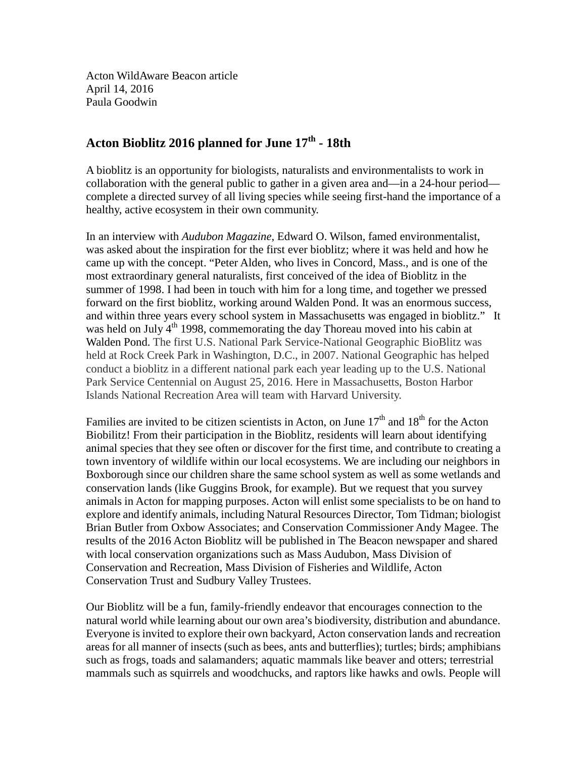Acton WildAware Beacon article
April 14, 2016
Paula Goodwin

## Acton Bioblitz 2016 planned for June 17th - 18th

A bioblitz is an opportunity for biologists, naturalists and environmentalists to work in collaboration with the general public to gather in a given area and—in a 24-hour period—complete a directed survey of all living species while seeing first-hand the importance of a healthy, active ecosystem in their own community.

In an interview with *Audubon Magazine,* Edward O. Wilson, famed environmentalist, was asked about the inspiration for the first ever bioblitz; where it was held and how he came up with the concept. "Peter Alden, who lives in Concord, Mass., and is one of the most extraordinary general naturalists, first conceived of the idea of Bioblitz in the summer of 1998. I had been in touch with him for a long time, and together we pressed forward on the first bioblitz, working around Walden Pond. It was an enormous success, and within three years every school system in Massachusetts was engaged in bioblitz." It was held on July 4th 1998, commemorating the day Thoreau moved into his cabin at Walden Pond. The first U.S. National Park Service-National Geographic BioBlitz was held at Rock Creek Park in Washington, D.C., in 2007. National Geographic has helped conduct a bioblitz in a different national park each year leading up to the U.S. National Park Service Centennial on August 25, 2016. Here in Massachusetts, Boston Harbor Islands National Recreation Area will team with Harvard University.

Families are invited to be citizen scientists in Acton, on June 17th and 18th for the Acton Biobilitz! From their participation in the Bioblitz, residents will learn about identifying animal species that they see often or discover for the first time, and contribute to creating a town inventory of wildlife within our local ecosystems. We are including our neighbors in Boxborough since our children share the same school system as well as some wetlands and conservation lands (like Guggins Brook, for example). But we request that you survey animals in Acton for mapping purposes. Acton will enlist some specialists to be on hand to explore and identify animals, including Natural Resources Director, Tom Tidman; biologist Brian Butler from Oxbow Associates; and Conservation Commissioner Andy Magee. The results of the 2016 Acton Bioblitz will be published in The Beacon newspaper and shared with local conservation organizations such as Mass Audubon, Mass Division of Conservation and Recreation, Mass Division of Fisheries and Wildlife, Acton Conservation Trust and Sudbury Valley Trustees.

Our Bioblitz will be a fun, family-friendly endeavor that encourages connection to the natural world while learning about our own area's biodiversity, distribution and abundance. Everyone is invited to explore their own backyard, Acton conservation lands and recreation areas for all manner of insects (such as bees, ants and butterflies); turtles; birds; amphibians such as frogs, toads and salamanders; aquatic mammals like beaver and otters; terrestrial mammals such as squirrels and woodchucks, and raptors like hawks and owls. People will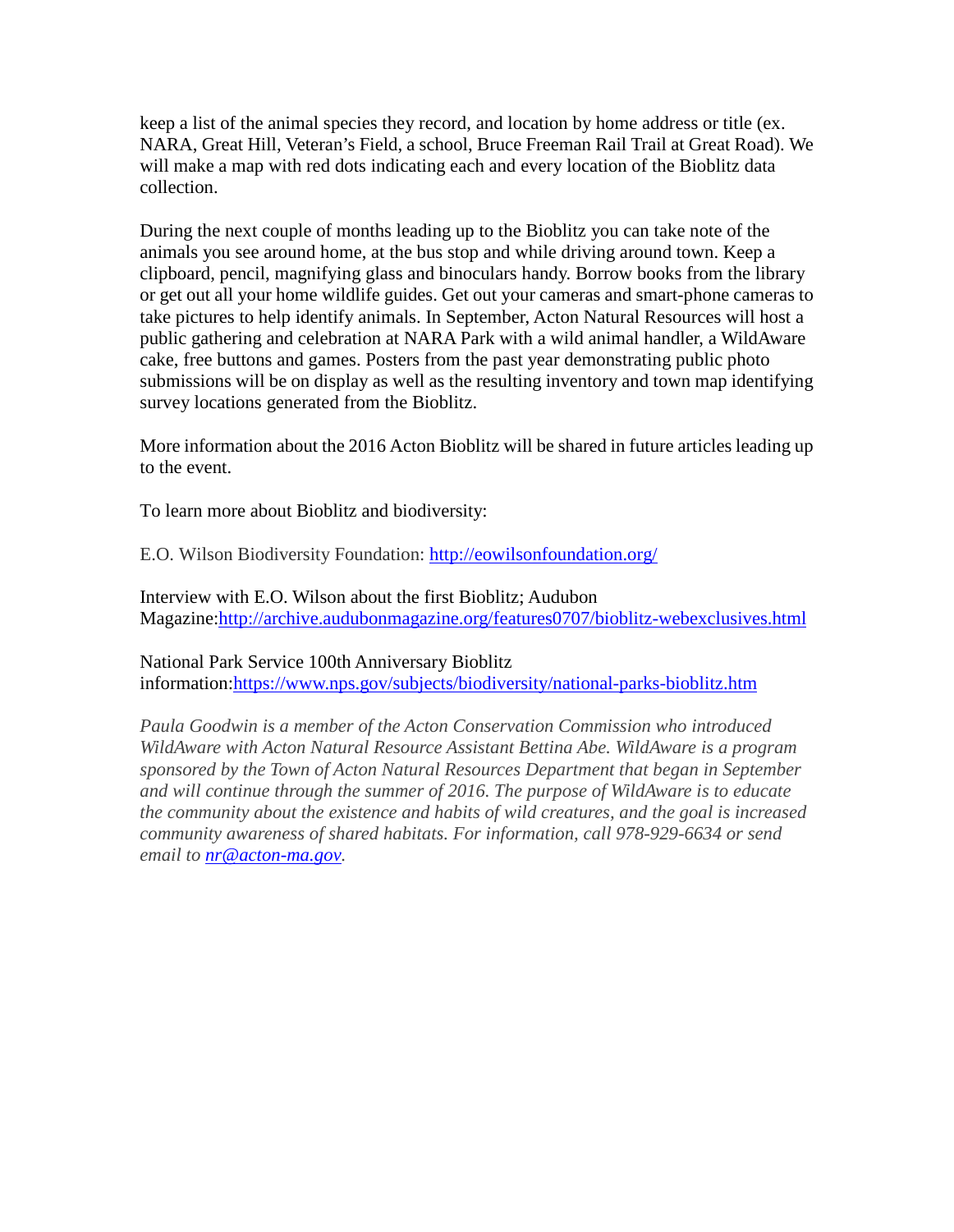keep a list of the animal species they record, and location by home address or title (ex. NARA, Great Hill, Veteran's Field, a school, Bruce Freeman Rail Trail at Great Road). We will make a map with red dots indicating each and every location of the Bioblitz data collection.

During the next couple of months leading up to the Bioblitz you can take note of the animals you see around home, at the bus stop and while driving around town. Keep a clipboard, pencil, magnifying glass and binoculars handy. Borrow books from the library or get out all your home wildlife guides. Get out your cameras and smart-phone cameras to take pictures to help identify animals. In September, Acton Natural Resources will host a public gathering and celebration at NARA Park with a wild animal handler, a WildAware cake, free buttons and games. Posters from the past year demonstrating public photo submissions will be on display as well as the resulting inventory and town map identifying survey locations generated from the Bioblitz.

More information about the 2016 Acton Bioblitz will be shared in future articles leading up to the event.

To learn more about Bioblitz and biodiversity:

E.O. Wilson Biodiversity Foundation: [http://eowilsonfoundation.org/](http://eowilsonfoundation.org/)

Interview with E.O. Wilson about the first Bioblitz; Audubon Magazine:[http://archive.audubonmagazine.org/features0707/bioblitz-webexclusives.html](http://archive.audubonmagazine.org/features0707/bioblitz-webexclusives.html)

National Park Service 100th Anniversary Bioblitz information:[https://www.nps.gov/subjects/biodiversity/national-parks-bioblitz.htm](https://www.nps.gov/subjects/biodiversity/national-parks-bioblitz.htm)

*Paula Goodwin is a member of the Acton Conservation Commission who introduced WildAware with Acton Natural Resource Assistant Bettina Abe. WildAware is a program sponsored by the Town of Acton Natural Resources Department that began in September and will continue through the summer of 2016. The purpose of WildAware is to educate the community about the existence and habits of wild creatures, and the goal is increased community awareness of shared habitats. For information, call 978-929-6634 or send email to [nr@acton-ma.gov](mailto:nr@acton-ma.gov).*